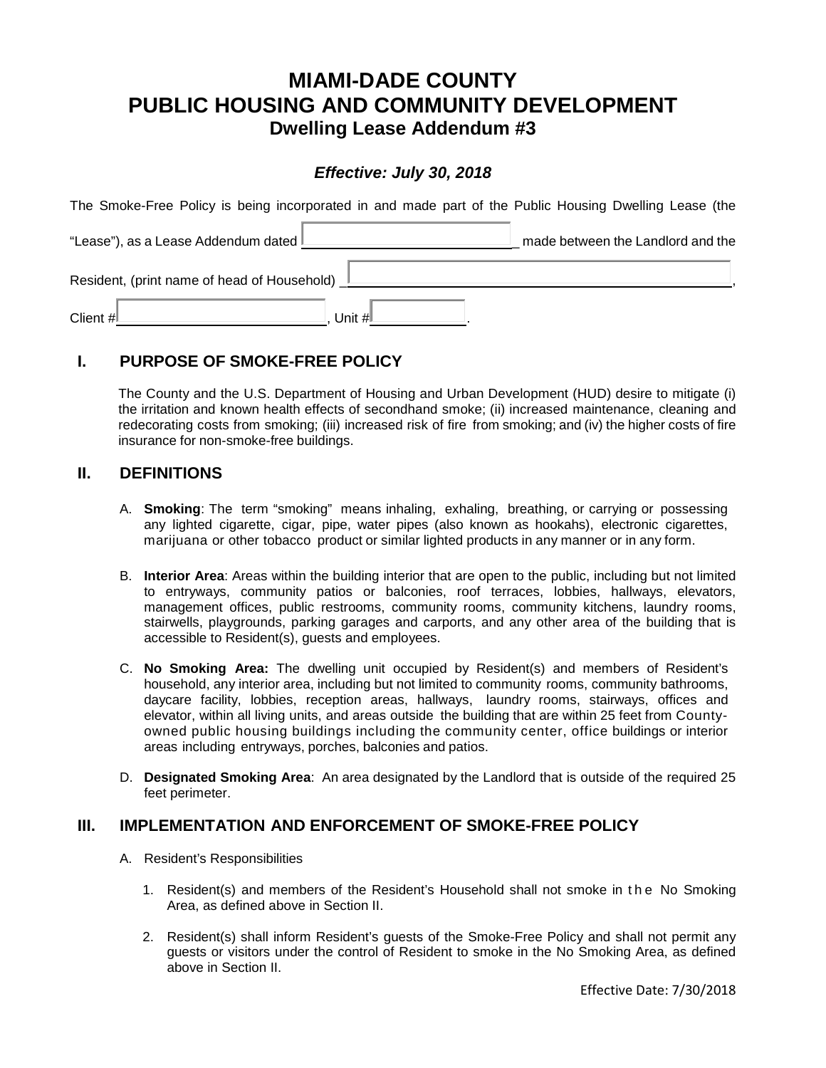# MIAMI-DADE COUNTY
# PUBLIC HOUSING AND COMMUNITY DEVELOPMENT
### Dwelling Lease Addendum #3

***Effective: July 30, 2018***

The Smoke-Free Policy is being incorporated in and made part of the Public Housing Dwelling Lease (the "Lease"), as a Lease Addendum dated ______________________ made between the Landlord and the Resident, (print name of head of Household) ______________________________________,

Client #______________________, Unit #__________.

## I. PURPOSE OF SMOKE-FREE POLICY

The County and the U.S. Department of Housing and Urban Development (HUD) desire to mitigate (i) the irritation and known health effects of secondhand smoke; (ii) increased maintenance, cleaning and redecorating costs from smoking; (iii) increased risk of fire from smoking; and (iv) the higher costs of fire insurance for non-smoke-free buildings.

## II. DEFINITIONS

A. **Smoking**: The term "smoking" means inhaling, exhaling, breathing, or carrying or possessing any lighted cigarette, cigar, pipe, water pipes (also known as hookahs), electronic cigarettes, marijuana or other tobacco product or similar lighted products in any manner or in any form.

B. **Interior Area**: Areas within the building interior that are open to the public, including but not limited to entryways, community patios or balconies, roof terraces, lobbies, hallways, elevators, management offices, public restrooms, community rooms, community kitchens, laundry rooms, stairwells, playgrounds, parking garages and carports, and any other area of the building that is accessible to Resident(s), guests and employees.

C. **No Smoking Area:** The dwelling unit occupied by Resident(s) and members of Resident's household, any interior area, including but not limited to community rooms, community bathrooms, daycare facility, lobbies, reception areas, hallways, laundry rooms, stairways, offices and elevator, within all living units, and areas outside the building that are within 25 feet from County-owned public housing buildings including the community center, office buildings or interior areas including entryways, porches, balconies and patios.

D. **Designated Smoking Area**: An area designated by the Landlord that is outside of the required 25 feet perimeter.

## III. IMPLEMENTATION AND ENFORCEMENT OF SMOKE-FREE POLICY

A. Resident's Responsibilities

1. Resident(s) and members of the Resident's Household shall not smoke in the No Smoking Area, as defined above in Section II.

2. Resident(s) shall inform Resident's guests of the Smoke-Free Policy and shall not permit any guests or visitors under the control of Resident to smoke in the No Smoking Area, as defined above in Section II.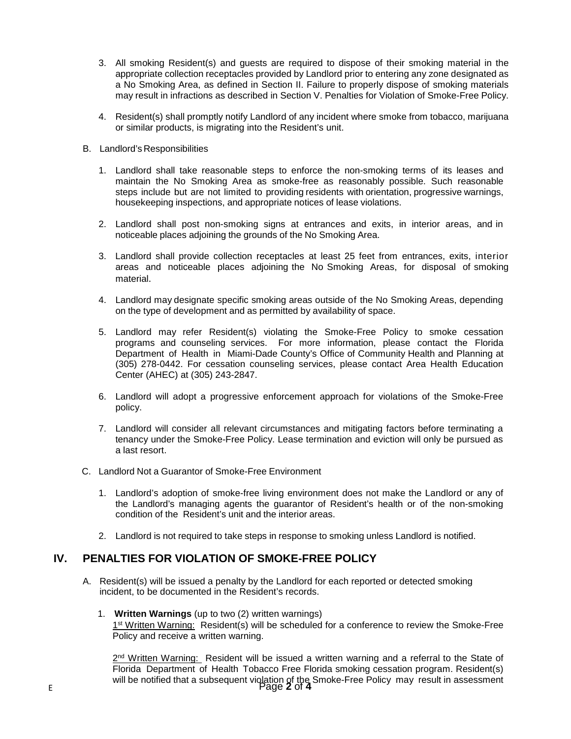3. All smoking Resident(s) and guests are required to dispose of their smoking material in the appropriate collection receptacles provided by Landlord prior to entering any zone designated as a No Smoking Area, as defined in Section II. Failure to properly dispose of smoking materials may result in infractions as described in Section V. Penalties for Violation of Smoke-Free Policy.

4. Resident(s) shall promptly notify Landlord of any incident where smoke from tobacco, marijuana or similar products, is migrating into the Resident's unit.

B. Landlord's Responsibilities

1. Landlord shall take reasonable steps to enforce the non-smoking terms of its leases and maintain the No Smoking Area as smoke-free as reasonably possible. Such reasonable steps include but are not limited to providing residents with orientation, progressive warnings, housekeeping inspections, and appropriate notices of lease violations.

2. Landlord shall post non-smoking signs at entrances and exits, in interior areas, and in noticeable places adjoining the grounds of the No Smoking Area.

3. Landlord shall provide collection receptacles at least 25 feet from entrances, exits, interior areas and noticeable places adjoining the No Smoking Areas, for disposal of smoking material.

4. Landlord may designate specific smoking areas outside of the No Smoking Areas, depending on the type of development and as permitted by availability of space.

5. Landlord may refer Resident(s) violating the Smoke-Free Policy to smoke cessation programs and counseling services. For more information, please contact the Florida Department of Health in Miami-Dade County's Office of Community Health and Planning at (305) 278-0442. For cessation counseling services, please contact Area Health Education Center (AHEC) at (305) 243-2847.

6. Landlord will adopt a progressive enforcement approach for violations of the Smoke-Free policy.

7. Landlord will consider all relevant circumstances and mitigating factors before terminating a tenancy under the Smoke-Free Policy. Lease termination and eviction will only be pursued as a last resort.

C. Landlord Not a Guarantor of Smoke-Free Environment

1. Landlord's adoption of smoke-free living environment does not make the Landlord or any of the Landlord's managing agents the guarantor of Resident's health or of the non-smoking condition of the Resident's unit and the interior areas.

2. Landlord is not required to take steps in response to smoking unless Landlord is notified.

## IV. PENALTIES FOR VIOLATION OF SMOKE-FREE POLICY

A. Resident(s) will be issued a penalty by the Landlord for each reported or detected smoking incident, to be documented in the Resident's records.

1. **Written Warnings** (up to two (2) written warnings)
   1st Written Warning: Resident(s) will be scheduled for a conference to review the Smoke-Free Policy and receive a written warning.

   2nd Written Warning: Resident will be issued a written warning and a referral to the State of Florida Department of Health Tobacco Free Florida smoking cessation program. Resident(s) will be notified that a subsequent violation of the Smoke-Free Policy may result in assessment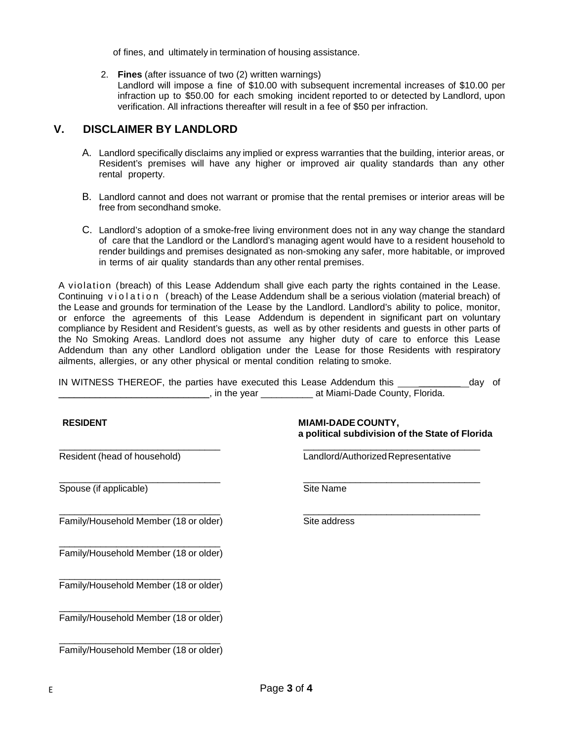of fines, and ultimately in termination of housing assistance.

2. **Fines** (after issuance of two (2) written warnings)
   Landlord will impose a fine of $10.00 with subsequent incremental increases of $10.00 per infraction up to $50.00 for each smoking incident reported to or detected by Landlord, upon verification. All infractions thereafter will result in a fee of $50 per infraction.

## V. DISCLAIMER BY LANDLORD

A. Landlord specifically disclaims any implied or express warranties that the building, interior areas, or Resident's premises will have any higher or improved air quality standards than any other rental property.

B. Landlord cannot and does not warrant or promise that the rental premises or interior areas will be free from secondhand smoke.

C. Landlord's adoption of a smoke-free living environment does not in any way change the standard of care that the Landlord or the Landlord's managing agent would have to a resident household to render buildings and premises designated as non-smoking any safer, more habitable, or improved in terms of air quality standards than any other rental premises.

A violation (breach) of this Lease Addendum shall give each party the rights contained in the Lease. Continuing violation (breach) of the Lease Addendum shall be a serious violation (material breach) of the Lease and grounds for termination of the Lease by the Landlord. Landlord's ability to police, monitor, or enforce the agreements of this Lease Addendum is dependent in significant part on voluntary compliance by Resident and Resident's guests, as well as by other residents and guests in other parts of the No Smoking Areas. Landlord does not assume any higher duty of care to enforce this Lease Addendum than any other Landlord obligation under the Lease for those Residents with respiratory ailments, allergies, or any other physical or mental condition relating to smoke.

IN WITNESS THEREOF, the parties have executed this Lease Addendum this ____________ day of ____________________________, in the year __________ at Miami-Dade County, Florida.

**RESIDENT**

_______________________________
Resident (head of household)

_______________________________
Spouse (if applicable)

_______________________________
Family/Household Member (18 or older)

_______________________________
Family/Household Member (18 or older)

_______________________________
Family/Household Member (18 or older)

_______________________________
Family/Household Member (18 or older)

_______________________________
Family/Household Member (18 or older)

**MIAMI-DADE COUNTY,**
**a political subdivision of the State of Florida**

_______________________________
Landlord/Authorized Representative

_______________________________
Site Name

_______________________________
Site address